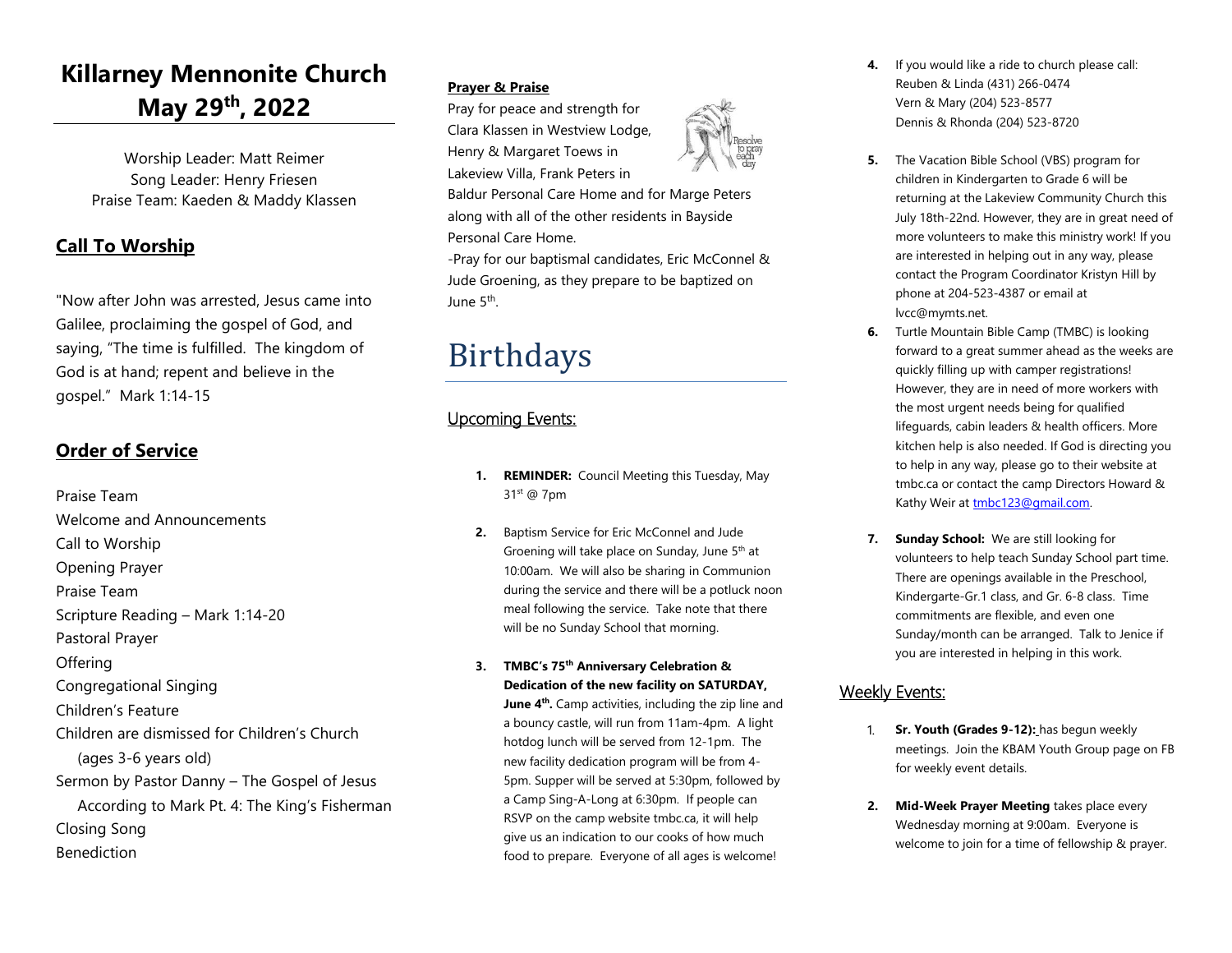# Killarney Mennonite Church May 29th, 2022

Worship Leader: Matt Reimer
Song Leader: Henry Friesen
Praise Team: Kaeden & Maddy Klassen

## **Call To Worship**

"Now after John was arrested, Jesus came into Galilee, proclaiming the gospel of God, and saying, "The time is fulfilled. The kingdom of God is at hand; repent and believe in the gospel." Mark 1:14-15

## **Order of Service**

Praise Team
Welcome and Announcements
Call to Worship
Opening Prayer
Praise Team
Scripture Reading – Mark 1:14-20
Pastoral Prayer
Offering
Congregational Singing
Children's Feature
Children are dismissed for Children's Church (ages 3-6 years old)
Sermon by Pastor Danny – The Gospel of Jesus According to Mark Pt. 4: The King's Fisherman
Closing Song
Benediction

**Prayer & Praise**

Pray for peace and strength for Clara Klassen in Westview Lodge, Henry & Margaret Toews in Lakeview Villa, Frank Peters in Baldur Personal Care Home and for Marge Peters along with all of the other residents in Bayside Personal Care Home.

-Pray for our baptismal candidates, Eric McConnel & Jude Groening, as they prepare to be baptized on June 5th.

# Birthdays

## Upcoming Events:

1. **REMINDER:** Council Meeting this Tuesday, May 31st @ 7pm
2. Baptism Service for Eric McConnel and Jude Groening will take place on Sunday, June 5th at 10:00am. We will also be sharing in Communion during the service and there will be a potluck noon meal following the service. Take note that there will be no Sunday School that morning.
3. **TMBC's 75th Anniversary Celebration & Dedication of the new facility on SATURDAY, June 4th.** Camp activities, including the zip line and a bouncy castle, will run from 11am-4pm. A light hotdog lunch will be served from 12-1pm. The new facility dedication program will be from 4-5pm. Supper will be served at 5:30pm, followed by a Camp Sing-A-Long at 6:30pm. If people can RSVP on the camp website tmbc.ca, it will help give us an indication to our cooks of how much food to prepare. Everyone of all ages is welcome!
4. If you would like a ride to church please call:
   Reuben & Linda (431) 266-0474
   Vern & Mary (204) 523-8577
   Dennis & Rhonda (204) 523-8720
5. The Vacation Bible School (VBS) program for children in Kindergarten to Grade 6 will be returning at the Lakeview Community Church this July 18th-22nd. However, they are in great need of more volunteers to make this ministry work! If you are interested in helping out in any way, please contact the Program Coordinator Kristyn Hill by phone at 204-523-4387 or email at lvcc@mymts.net.
6. Turtle Mountain Bible Camp (TMBC) is looking forward to a great summer ahead as the weeks are quickly filling up with camper registrations! However, they are in need of more workers with the most urgent needs being for qualified lifeguards, cabin leaders & health officers. More kitchen help is also needed. If God is directing you to help in any way, please go to their website at tmbc.ca or contact the camp Directors Howard & Kathy Weir at tmbc123@gmail.com.
7. **Sunday School:** We are still looking for volunteers to help teach Sunday School part time. There are openings available in the Preschool, Kindergarte-Gr.1 class, and Gr. 6-8 class. Time commitments are flexible, and even one Sunday/month can be arranged. Talk to Jenice if you are interested in helping in this work.

## Weekly Events:

1. **Sr. Youth (Grades 9-12):** has begun weekly meetings. Join the KBAM Youth Group page on FB for weekly event details.
2. **Mid-Week Prayer Meeting** takes place every Wednesday morning at 9:00am. Everyone is welcome to join for a time of fellowship & prayer.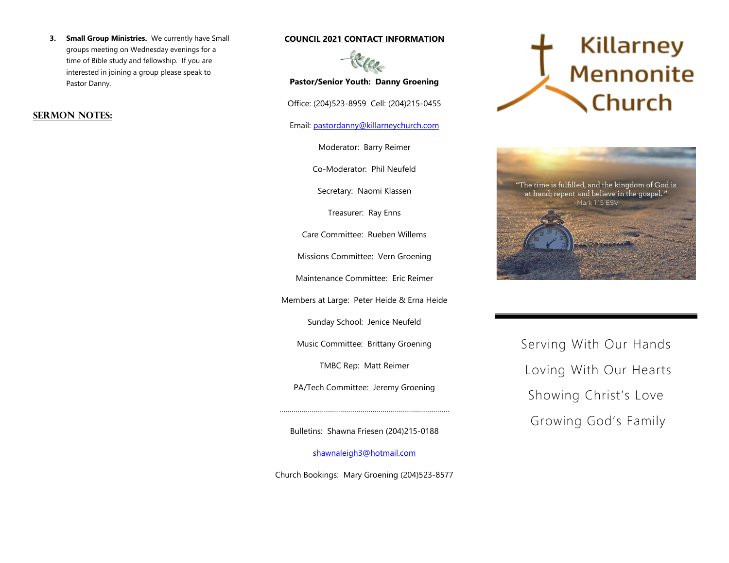3. **Small Group Ministries.** We currently have Small groups meeting on Wednesday evenings for a time of Bible study and fellowship. If you are interested in joining a group please speak to Pastor Danny.

## SERMON NOTES:

**COUNCIL 2021 CONTACT INFORMATION**

**Pastor/Senior Youth: Danny Groening**

Office: (204)523-8959 Cell: (204)215-0455

Email: pastordanny@killarneychurch.com

Moderator: Barry Reimer

Co-Moderator: Phil Neufeld

Secretary: Naomi Klassen

Treasurer: Ray Enns

Care Committee: Rueben Willems

Missions Committee: Vern Groening

Maintenance Committee: Eric Reimer

Members at Large: Peter Heide & Erna Heide

Sunday School: Jenice Neufeld

Music Committee: Brittany Groening

TMBC Rep: Matt Reimer

PA/Tech Committee: Jeremy Groening

..................................................................................

Bulletins: Shawna Friesen (204)215-0188

shawnaleigh3@hotmail.com

Church Bookings: Mary Groening (204)523-8577

# Killarney Mennonite Church

"The time is fulfilled, and the kingdom of God is at hand; repent and believe in the gospel."
–Mark 1:15 ESV

Serving With Our Hands

Loving With Our Hearts

Showing Christ's Love

Growing God's Family